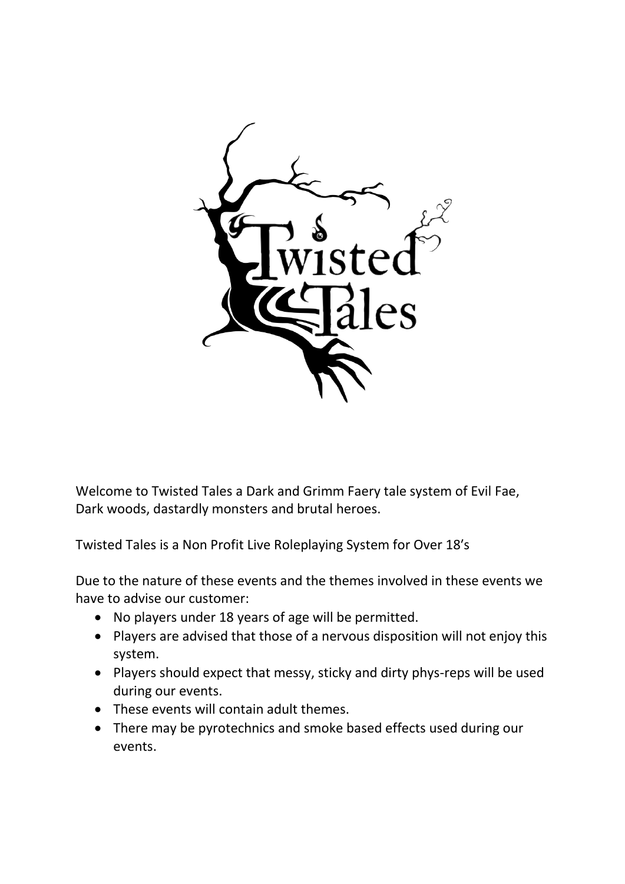Welcome to Twisted Tales a Dark and Grimm Faery tale system of Evil Fae, Dark woods, dastardly monsters and brutal heroes.

Twisted Tales is a Non Profit Live Roleplaying System for Over 18's

Due to the nature of these events and the themes involved in these events we have to advise our customer:

- No players under 18 years of age will be permitted.
- Players are advised that those of a nervous disposition will not enjoy this system.
- Players should expect that messy, sticky and dirty phys-reps will be used during our events.
- These events will contain adult themes.
- There may be pyrotechnics and smoke based effects used during our events.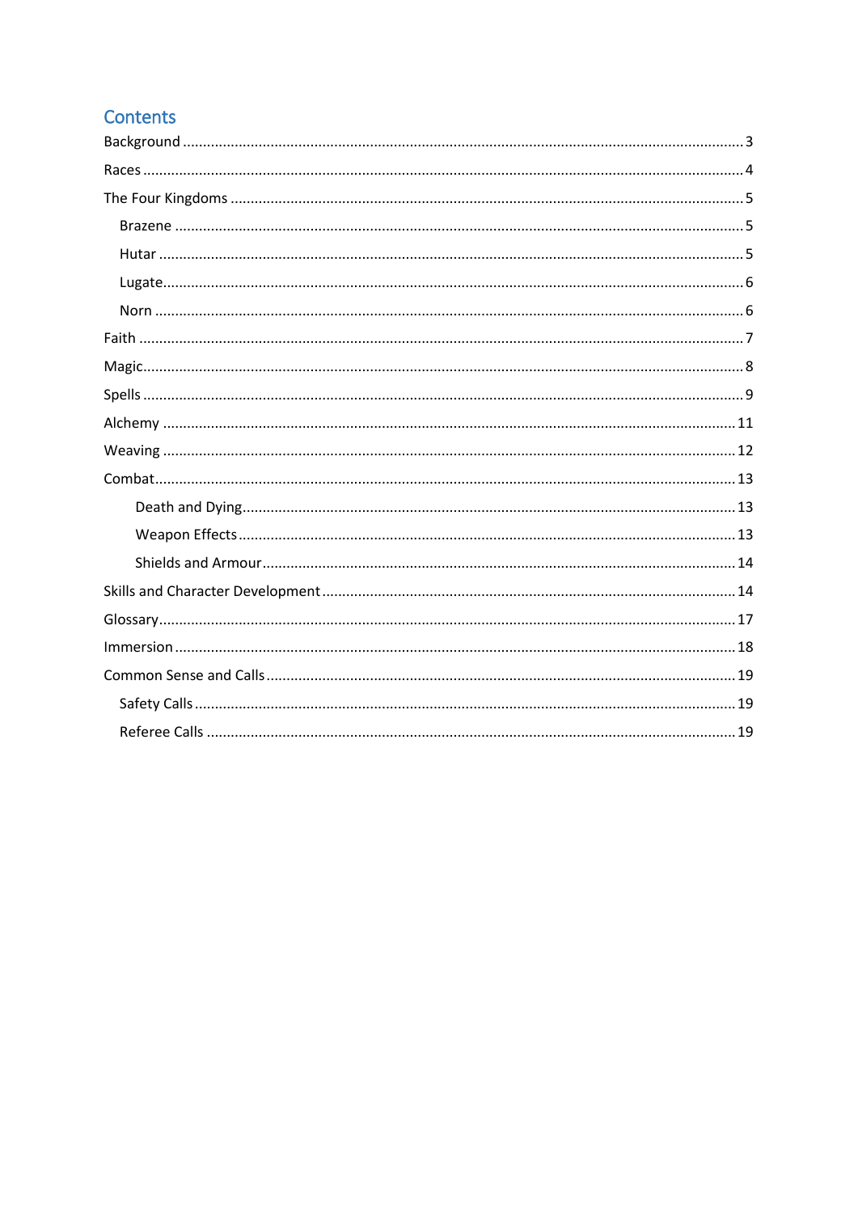# Contents

- Background ... 3
- Races ... 4
- The Four Kingdoms ... 5
  - Brazene ... 5
  - Hutar ... 5
  - Lugate ... 6
  - Norn ... 6
- Faith ... 7
- Magic ... 8
- Spells ... 9
- Alchemy ... 11
- Weaving ... 12
- Combat ... 13
    - Death and Dying ... 13
    - Weapon Effects ... 13
    - Shields and Armour ... 14
- Skills and Character Development ... 14
- Glossary ... 17
- Immersion ... 18
- Common Sense and Calls ... 19
  - Safety Calls ... 19
  - Referee Calls ... 19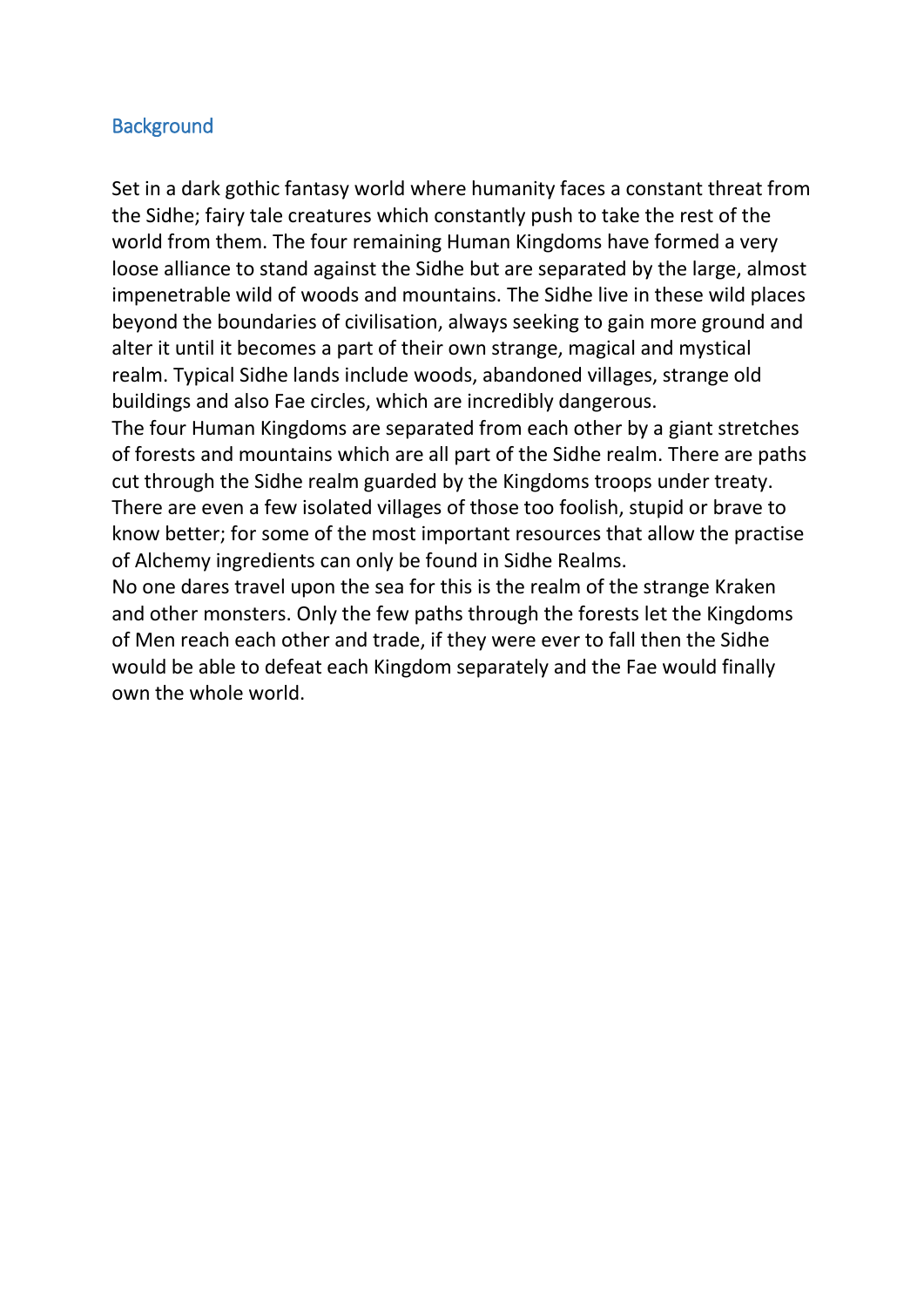## Background

Set in a dark gothic fantasy world where humanity faces a constant threat from the Sidhe; fairy tale creatures which constantly push to take the rest of the world from them. The four remaining Human Kingdoms have formed a very loose alliance to stand against the Sidhe but are separated by the large, almost impenetrable wild of woods and mountains. The Sidhe live in these wild places beyond the boundaries of civilisation, always seeking to gain more ground and alter it until it becomes a part of their own strange, magical and mystical realm. Typical Sidhe lands include woods, abandoned villages, strange old buildings and also Fae circles, which are incredibly dangerous.

The four Human Kingdoms are separated from each other by a giant stretches of forests and mountains which are all part of the Sidhe realm. There are paths cut through the Sidhe realm guarded by the Kingdoms troops under treaty. There are even a few isolated villages of those too foolish, stupid or brave to know better; for some of the most important resources that allow the practise of Alchemy ingredients can only be found in Sidhe Realms.

No one dares travel upon the sea for this is the realm of the strange Kraken and other monsters. Only the few paths through the forests let the Kingdoms of Men reach each other and trade, if they were ever to fall then the Sidhe would be able to defeat each Kingdom separately and the Fae would finally own the whole world.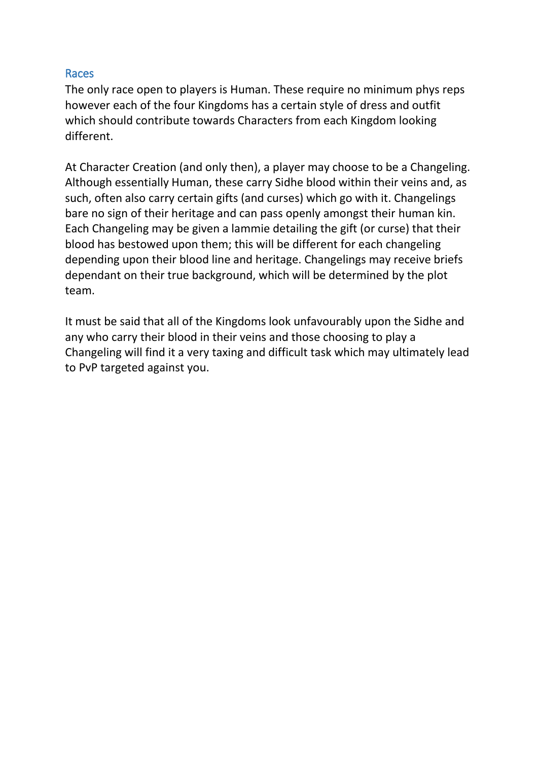## Races

The only race open to players is Human. These require no minimum phys reps however each of the four Kingdoms has a certain style of dress and outfit which should contribute towards Characters from each Kingdom looking different.

At Character Creation (and only then), a player may choose to be a Changeling. Although essentially Human, these carry Sidhe blood within their veins and, as such, often also carry certain gifts (and curses) which go with it. Changelings bare no sign of their heritage and can pass openly amongst their human kin. Each Changeling may be given a lammie detailing the gift (or curse) that their blood has bestowed upon them; this will be different for each changeling depending upon their blood line and heritage. Changelings may receive briefs dependant on their true background, which will be determined by the plot team.

It must be said that all of the Kingdoms look unfavourably upon the Sidhe and any who carry their blood in their veins and those choosing to play a Changeling will find it a very taxing and difficult task which may ultimately lead to PvP targeted against you.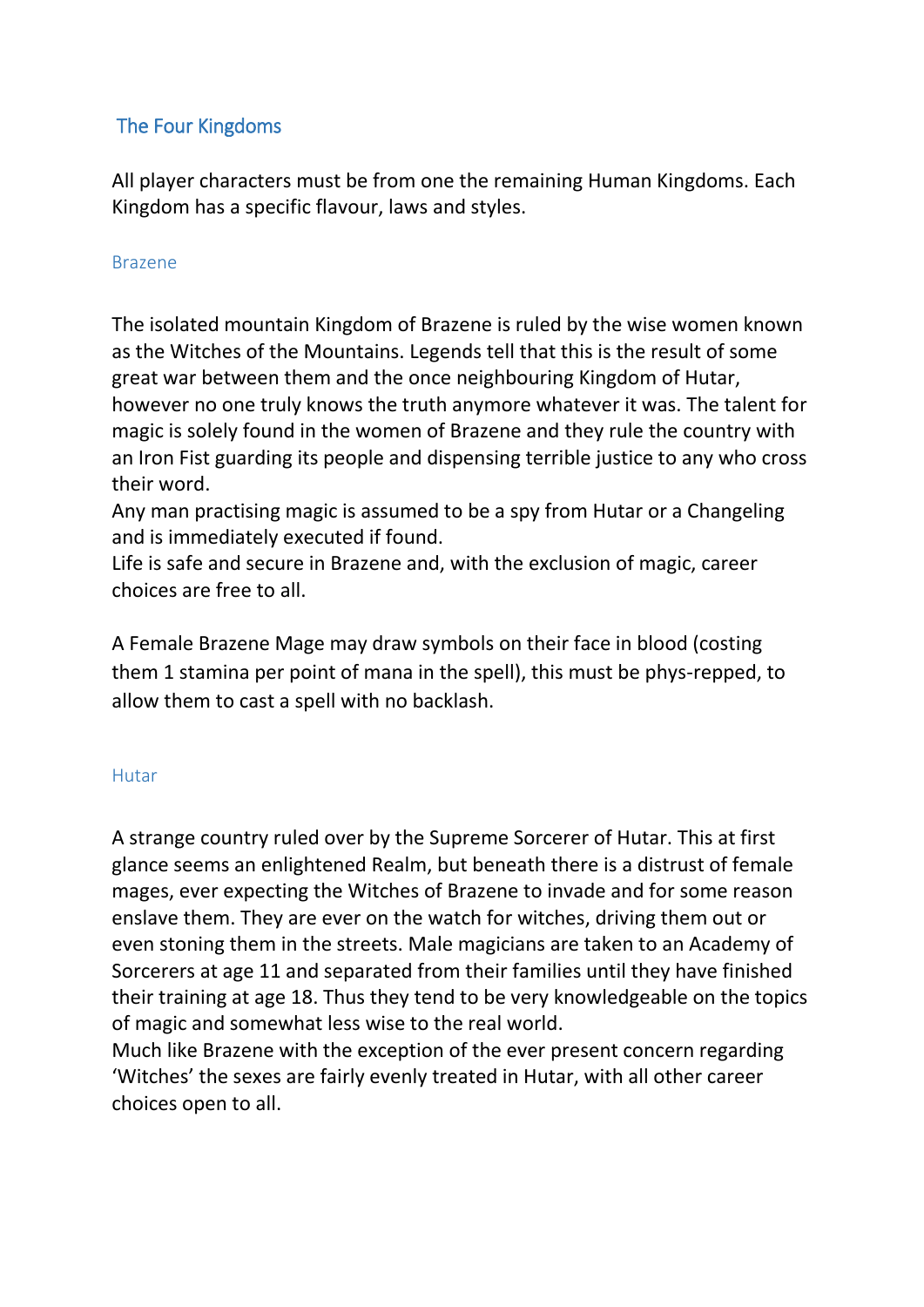## The Four Kingdoms

All player characters must be from one the remaining Human Kingdoms. Each Kingdom has a specific flavour, laws and styles.

### Brazene

The isolated mountain Kingdom of Brazene is ruled by the wise women known as the Witches of the Mountains. Legends tell that this is the result of some great war between them and the once neighbouring Kingdom of Hutar, however no one truly knows the truth anymore whatever it was. The talent for magic is solely found in the women of Brazene and they rule the country with an Iron Fist guarding its people and dispensing terrible justice to any who cross their word.
Any man practising magic is assumed to be a spy from Hutar or a Changeling and is immediately executed if found.
Life is safe and secure in Brazene and, with the exclusion of magic, career choices are free to all.

A Female Brazene Mage may draw symbols on their face in blood (costing them 1 stamina per point of mana in the spell), this must be phys-repped, to allow them to cast a spell with no backlash.

### Hutar

A strange country ruled over by the Supreme Sorcerer of Hutar. This at first glance seems an enlightened Realm, but beneath there is a distrust of female mages, ever expecting the Witches of Brazene to invade and for some reason enslave them. They are ever on the watch for witches, driving them out or even stoning them in the streets. Male magicians are taken to an Academy of Sorcerers at age 11 and separated from their families until they have finished their training at age 18. Thus they tend to be very knowledgeable on the topics of magic and somewhat less wise to the real world.
Much like Brazene with the exception of the ever present concern regarding 'Witches' the sexes are fairly evenly treated in Hutar, with all other career choices open to all.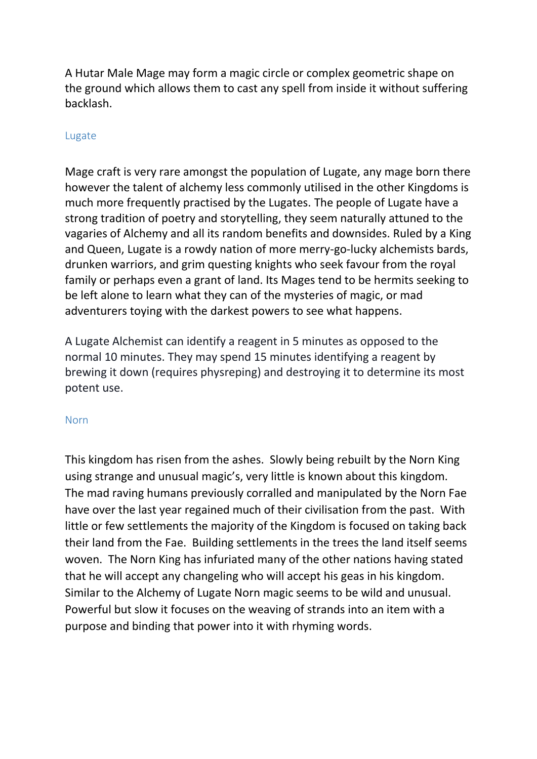A Hutar Male Mage may form a magic circle or complex geometric shape on the ground which allows them to cast any spell from inside it without suffering backlash.

## Lugate

Mage craft is very rare amongst the population of Lugate, any mage born there however the talent of alchemy less commonly utilised in the other Kingdoms is much more frequently practised by the Lugates. The people of Lugate have a strong tradition of poetry and storytelling, they seem naturally attuned to the vagaries of Alchemy and all its random benefits and downsides. Ruled by a King and Queen, Lugate is a rowdy nation of more merry-go-lucky alchemists bards, drunken warriors, and grim questing knights who seek favour from the royal family or perhaps even a grant of land. Its Mages tend to be hermits seeking to be left alone to learn what they can of the mysteries of magic, or mad adventurers toying with the darkest powers to see what happens.

A Lugate Alchemist can identify a reagent in 5 minutes as opposed to the normal 10 minutes. They may spend 15 minutes identifying a reagent by brewing it down (requires physreping) and destroying it to determine its most potent use.

## Norn

This kingdom has risen from the ashes. Slowly being rebuilt by the Norn King using strange and unusual magic's, very little is known about this kingdom. The mad raving humans previously corralled and manipulated by the Norn Fae have over the last year regained much of their civilisation from the past. With little or few settlements the majority of the Kingdom is focused on taking back their land from the Fae. Building settlements in the trees the land itself seems woven. The Norn King has infuriated many of the other nations having stated that he will accept any changeling who will accept his geas in his kingdom. Similar to the Alchemy of Lugate Norn magic seems to be wild and unusual. Powerful but slow it focuses on the weaving of strands into an item with a purpose and binding that power into it with rhyming words.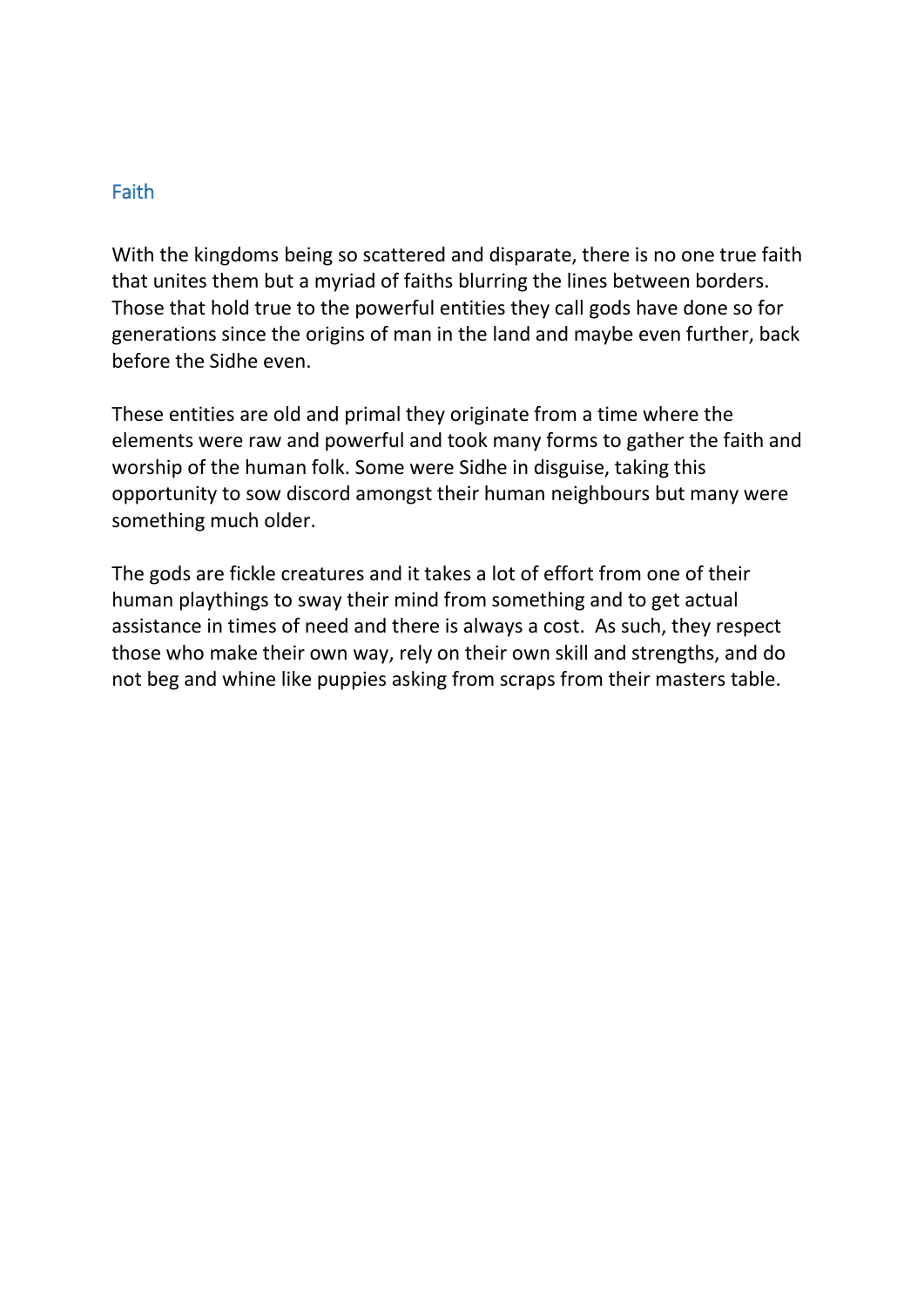## Faith

With the kingdoms being so scattered and disparate, there is no one true faith that unites them but a myriad of faiths blurring the lines between borders. Those that hold true to the powerful entities they call gods have done so for generations since the origins of man in the land and maybe even further, back before the Sidhe even.

These entities are old and primal they originate from a time where the elements were raw and powerful and took many forms to gather the faith and worship of the human folk. Some were Sidhe in disguise, taking this opportunity to sow discord amongst their human neighbours but many were something much older.

The gods are fickle creatures and it takes a lot of effort from one of their human playthings to sway their mind from something and to get actual assistance in times of need and there is always a cost. As such, they respect those who make their own way, rely on their own skill and strengths, and do not beg and whine like puppies asking from scraps from their masters table.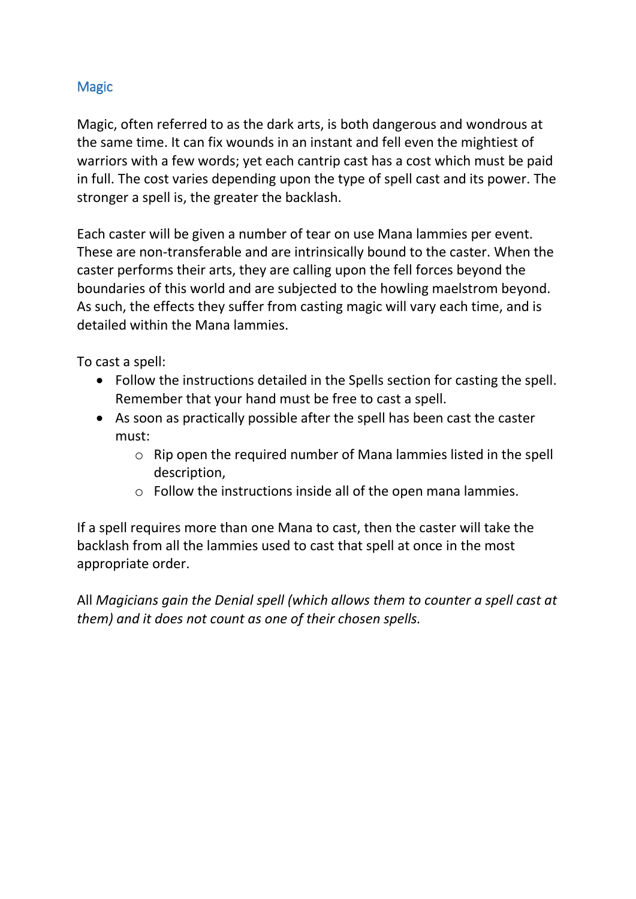## Magic

Magic, often referred to as the dark arts, is both dangerous and wondrous at the same time. It can fix wounds in an instant and fell even the mightiest of warriors with a few words; yet each cantrip cast has a cost which must be paid in full. The cost varies depending upon the type of spell cast and its power. The stronger a spell is, the greater the backlash.

Each caster will be given a number of tear on use Mana lammies per event. These are non-transferable and are intrinsically bound to the caster. When the caster performs their arts, they are calling upon the fell forces beyond the boundaries of this world and are subjected to the howling maelstrom beyond. As such, the effects they suffer from casting magic will vary each time, and is detailed within the Mana lammies.

To cast a spell:

- Follow the instructions detailed in the Spells section for casting the spell. Remember that your hand must be free to cast a spell.
- As soon as practically possible after the spell has been cast the caster must:
  - Rip open the required number of Mana lammies listed in the spell description,
  - Follow the instructions inside all of the open mana lammies.

If a spell requires more than one Mana to cast, then the caster will take the backlash from all the lammies used to cast that spell at once in the most appropriate order.

All *Magicians gain the Denial spell (which allows them to counter a spell cast at them) and it does not count as one of their chosen spells.*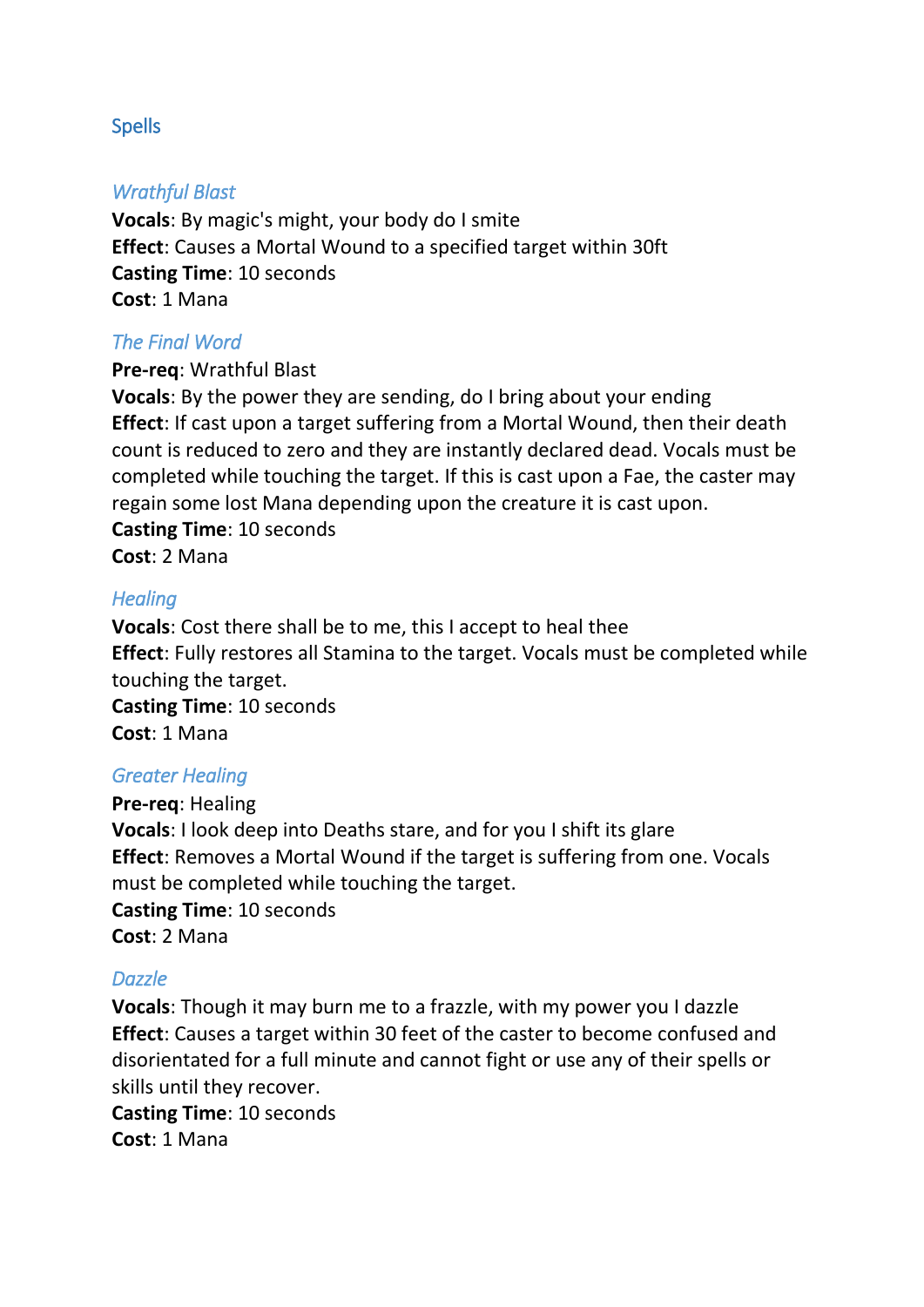## Spells

### *Wrathful Blast*

**Vocals**: By magic's might, your body do I smite
**Effect**: Causes a Mortal Wound to a specified target within 30ft
**Casting Time**: 10 seconds
**Cost**: 1 Mana

### *The Final Word*

**Pre-req**: Wrathful Blast
**Vocals**: By the power they are sending, do I bring about your ending
**Effect**: If cast upon a target suffering from a Mortal Wound, then their death count is reduced to zero and they are instantly declared dead. Vocals must be completed while touching the target. If this is cast upon a Fae, the caster may regain some lost Mana depending upon the creature it is cast upon.
**Casting Time**: 10 seconds
**Cost**: 2 Mana

### *Healing*

**Vocals**: Cost there shall be to me, this I accept to heal thee
**Effect**: Fully restores all Stamina to the target. Vocals must be completed while touching the target.
**Casting Time**: 10 seconds
**Cost**: 1 Mana

### *Greater Healing*

**Pre-req**: Healing
**Vocals**: I look deep into Deaths stare, and for you I shift its glare
**Effect**: Removes a Mortal Wound if the target is suffering from one. Vocals must be completed while touching the target.
**Casting Time**: 10 seconds
**Cost**: 2 Mana

### *Dazzle*

**Vocals**: Though it may burn me to a frazzle, with my power you I dazzle
**Effect**: Causes a target within 30 feet of the caster to become confused and disorientated for a full minute and cannot fight or use any of their spells or skills until they recover.
**Casting Time**: 10 seconds
**Cost**: 1 Mana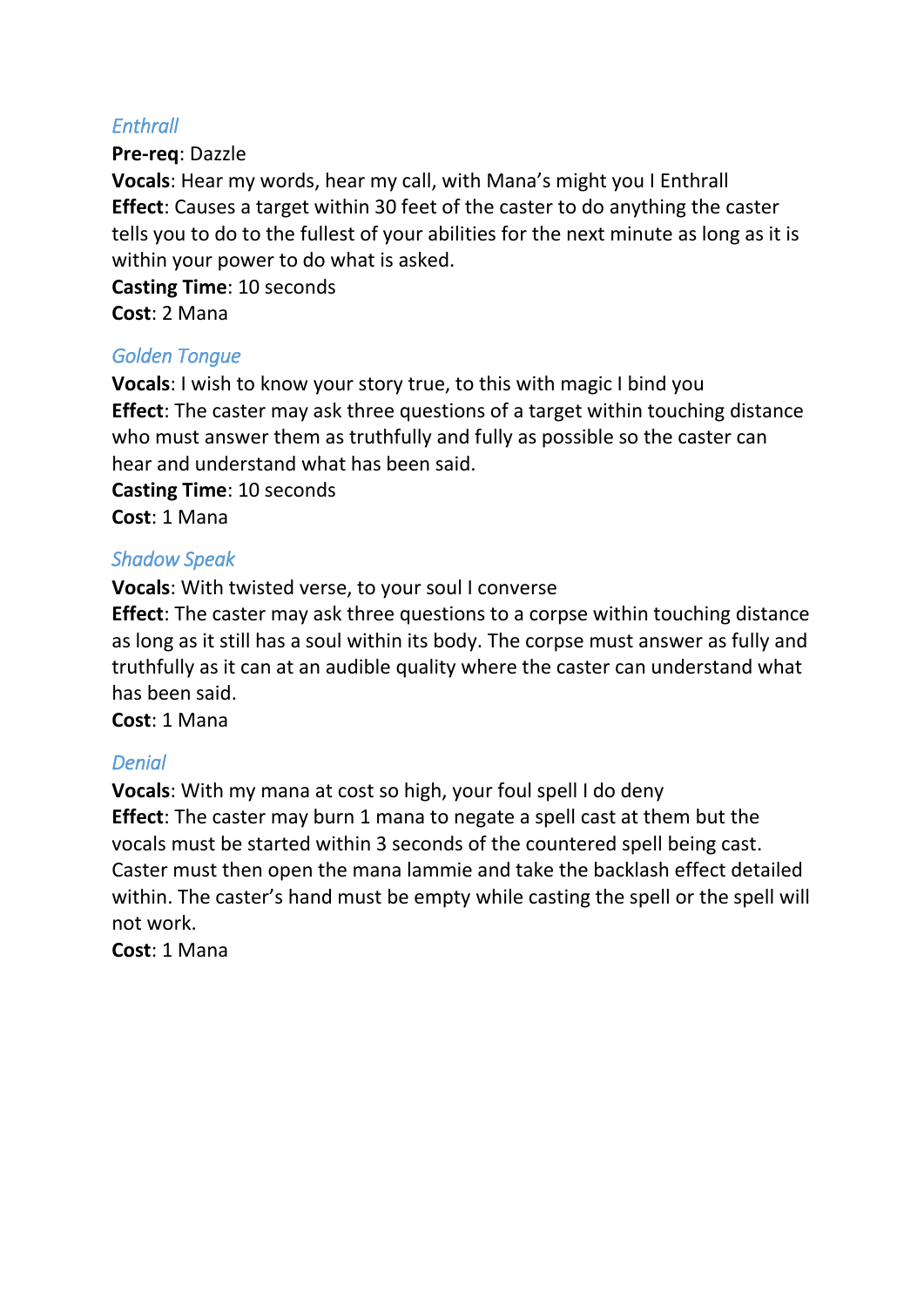### *Enthrall*

**Pre-req**: Dazzle
**Vocals**: Hear my words, hear my call, with Mana's might you I Enthrall
**Effect**: Causes a target within 30 feet of the caster to do anything the caster tells you to do to the fullest of your abilities for the next minute as long as it is within your power to do what is asked.
**Casting Time**: 10 seconds
**Cost**: 2 Mana

### *Golden Tongue*

**Vocals**: I wish to know your story true, to this with magic I bind you
**Effect**: The caster may ask three questions of a target within touching distance who must answer them as truthfully and fully as possible so the caster can hear and understand what has been said.
**Casting Time**: 10 seconds
**Cost**: 1 Mana

### *Shadow Speak*

**Vocals**: With twisted verse, to your soul I converse
**Effect**: The caster may ask three questions to a corpse within touching distance as long as it still has a soul within its body. The corpse must answer as fully and truthfully as it can at an audible quality where the caster can understand what has been said.
**Cost**: 1 Mana

### *Denial*

**Vocals**: With my mana at cost so high, your foul spell I do deny
**Effect**: The caster may burn 1 mana to negate a spell cast at them but the vocals must be started within 3 seconds of the countered spell being cast. Caster must then open the mana lammie and take the backlash effect detailed within. The caster's hand must be empty while casting the spell or the spell will not work.
**Cost**: 1 Mana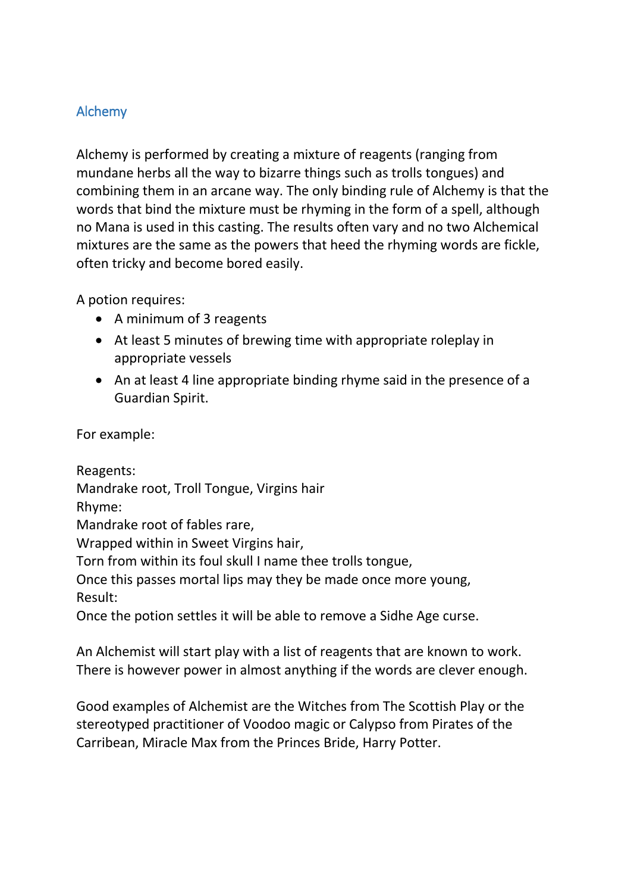## Alchemy

Alchemy is performed by creating a mixture of reagents (ranging from mundane herbs all the way to bizarre things such as trolls tongues) and combining them in an arcane way. The only binding rule of Alchemy is that the words that bind the mixture must be rhyming in the form of a spell, although no Mana is used in this casting. The results often vary and no two Alchemical mixtures are the same as the powers that heed the rhyming words are fickle, often tricky and become bored easily.

A potion requires:

- A minimum of 3 reagents
- At least 5 minutes of brewing time with appropriate roleplay in appropriate vessels
- An at least 4 line appropriate binding rhyme said in the presence of a Guardian Spirit.

For example:

Reagents:
Mandrake root, Troll Tongue, Virgins hair
Rhyme:
Mandrake root of fables rare,
Wrapped within in Sweet Virgins hair,
Torn from within its foul skull I name thee trolls tongue,
Once this passes mortal lips may they be made once more young,
Result:
Once the potion settles it will be able to remove a Sidhe Age curse.

An Alchemist will start play with a list of reagents that are known to work. There is however power in almost anything if the words are clever enough.

Good examples of Alchemist are the Witches from The Scottish Play or the stereotyped practitioner of Voodoo magic or Calypso from Pirates of the Carribean, Miracle Max from the Princes Bride, Harry Potter.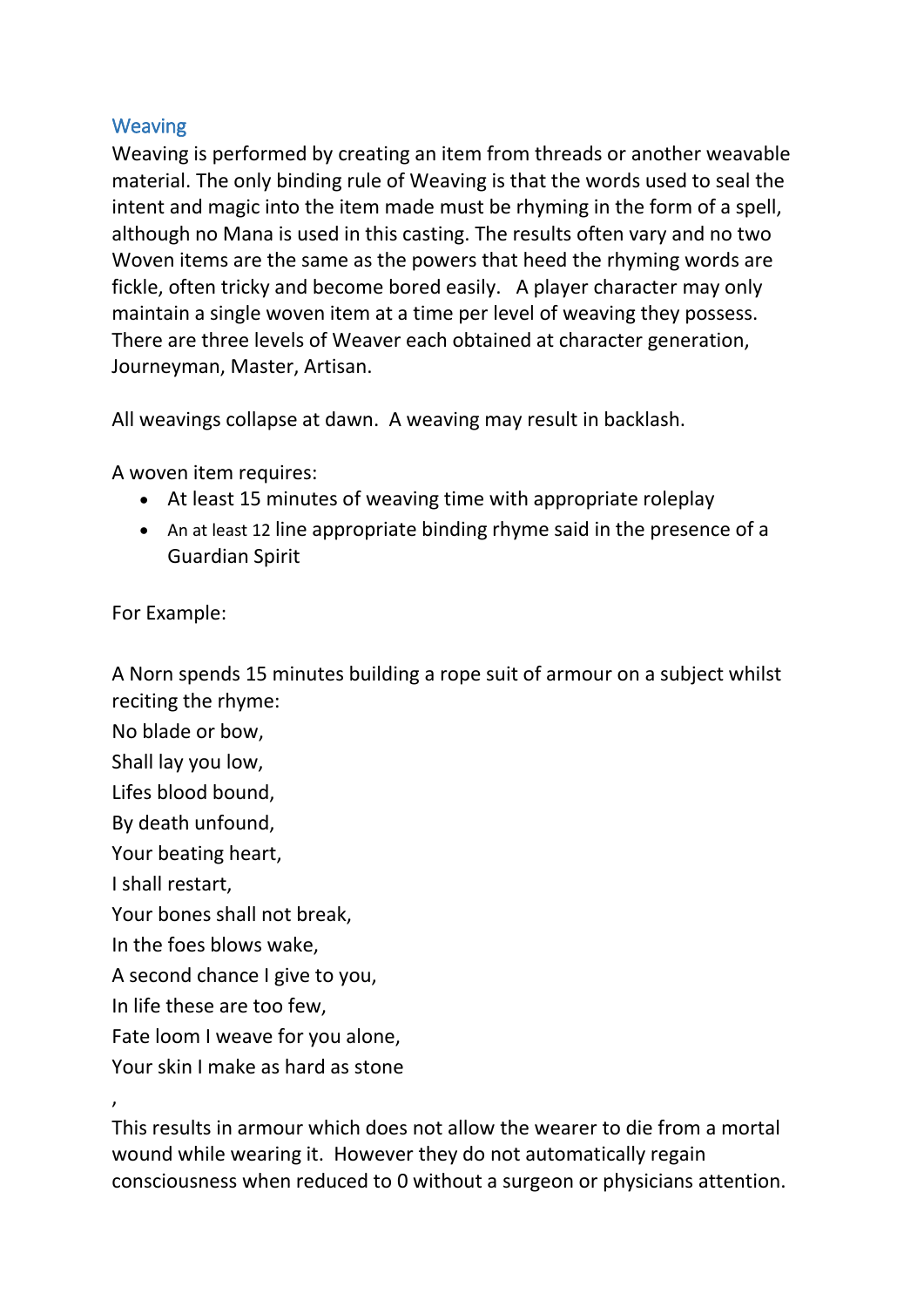## Weaving

Weaving is performed by creating an item from threads or another weavable material. The only binding rule of Weaving is that the words used to seal the intent and magic into the item made must be rhyming in the form of a spell, although no Mana is used in this casting. The results often vary and no two Woven items are the same as the powers that heed the rhyming words are fickle, often tricky and become bored easily. A player character may only maintain a single woven item at a time per level of weaving they possess. There are three levels of Weaver each obtained at character generation, Journeyman, Master, Artisan.

All weavings collapse at dawn. A weaving may result in backlash.

A woven item requires:

- At least 15 minutes of weaving time with appropriate roleplay
- An at least 12 line appropriate binding rhyme said in the presence of a Guardian Spirit

For Example:

A Norn spends 15 minutes building a rope suit of armour on a subject whilst reciting the rhyme:

No blade or bow,

Shall lay you low,

Lifes blood bound,

By death unfound,

Your beating heart,

I shall restart,

Your bones shall not break,

In the foes blows wake,

A second chance I give to you,

In life these are too few,

Fate loom I weave for you alone,

Your skin I make as hard as stone

,

This results in armour which does not allow the wearer to die from a mortal wound while wearing it. However they do not automatically regain consciousness when reduced to 0 without a surgeon or physicians attention.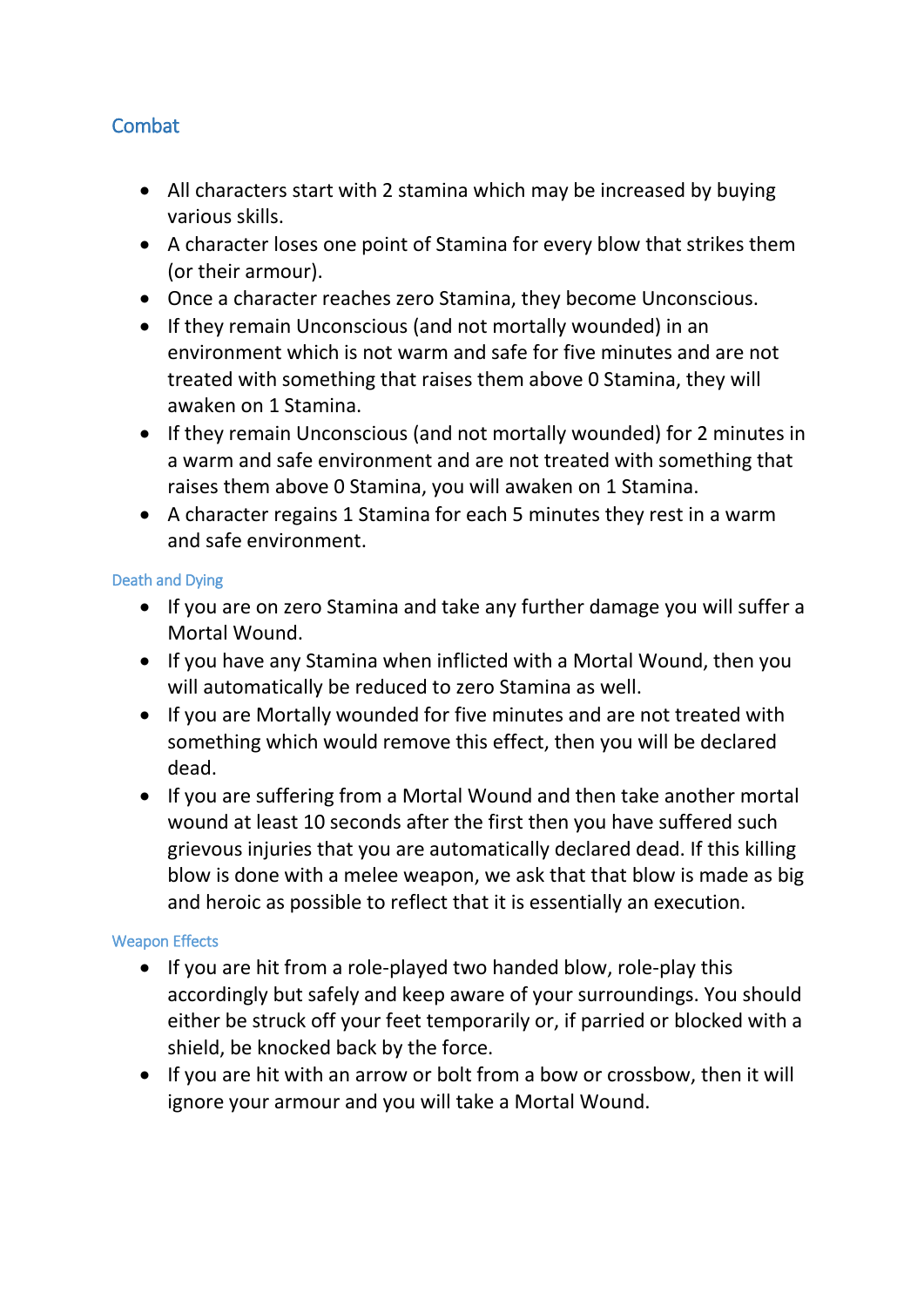## Combat

- All characters start with 2 stamina which may be increased by buying various skills.
- A character loses one point of Stamina for every blow that strikes them (or their armour).
- Once a character reaches zero Stamina, they become Unconscious.
- If they remain Unconscious (and not mortally wounded) in an environment which is not warm and safe for five minutes and are not treated with something that raises them above 0 Stamina, they will awaken on 1 Stamina.
- If they remain Unconscious (and not mortally wounded) for 2 minutes in a warm and safe environment and are not treated with something that raises them above 0 Stamina, you will awaken on 1 Stamina.
- A character regains 1 Stamina for each 5 minutes they rest in a warm and safe environment.

### Death and Dying

- If you are on zero Stamina and take any further damage you will suffer a Mortal Wound.
- If you have any Stamina when inflicted with a Mortal Wound, then you will automatically be reduced to zero Stamina as well.
- If you are Mortally wounded for five minutes and are not treated with something which would remove this effect, then you will be declared dead.
- If you are suffering from a Mortal Wound and then take another mortal wound at least 10 seconds after the first then you have suffered such grievous injuries that you are automatically declared dead. If this killing blow is done with a melee weapon, we ask that that blow is made as big and heroic as possible to reflect that it is essentially an execution.

### Weapon Effects

- If you are hit from a role-played two handed blow, role-play this accordingly but safely and keep aware of your surroundings. You should either be struck off your feet temporarily or, if parried or blocked with a shield, be knocked back by the force.
- If you are hit with an arrow or bolt from a bow or crossbow, then it will ignore your armour and you will take a Mortal Wound.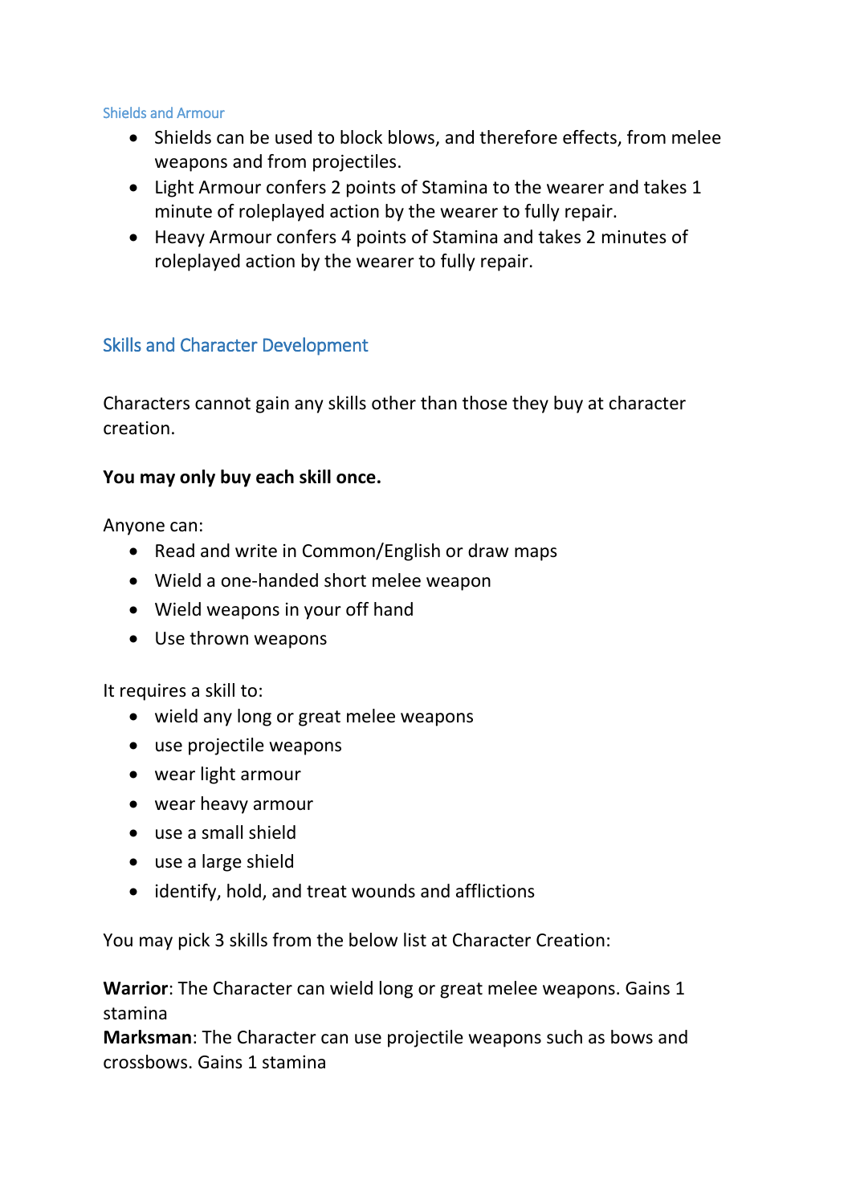### Shields and Armour

- Shields can be used to block blows, and therefore effects, from melee weapons and from projectiles.
- Light Armour confers 2 points of Stamina to the wearer and takes 1 minute of roleplayed action by the wearer to fully repair.
- Heavy Armour confers 4 points of Stamina and takes 2 minutes of roleplayed action by the wearer to fully repair.

## Skills and Character Development

Characters cannot gain any skills other than those they buy at character creation.

**You may only buy each skill once.**

Anyone can:

- Read and write in Common/English or draw maps
- Wield a one-handed short melee weapon
- Wield weapons in your off hand
- Use thrown weapons

It requires a skill to:

- wield any long or great melee weapons
- use projectile weapons
- wear light armour
- wear heavy armour
- use a small shield
- use a large shield
- identify, hold, and treat wounds and afflictions

You may pick 3 skills from the below list at Character Creation:

**Warrior**: The Character can wield long or great melee weapons. Gains 1 stamina
**Marksman**: The Character can use projectile weapons such as bows and crossbows. Gains 1 stamina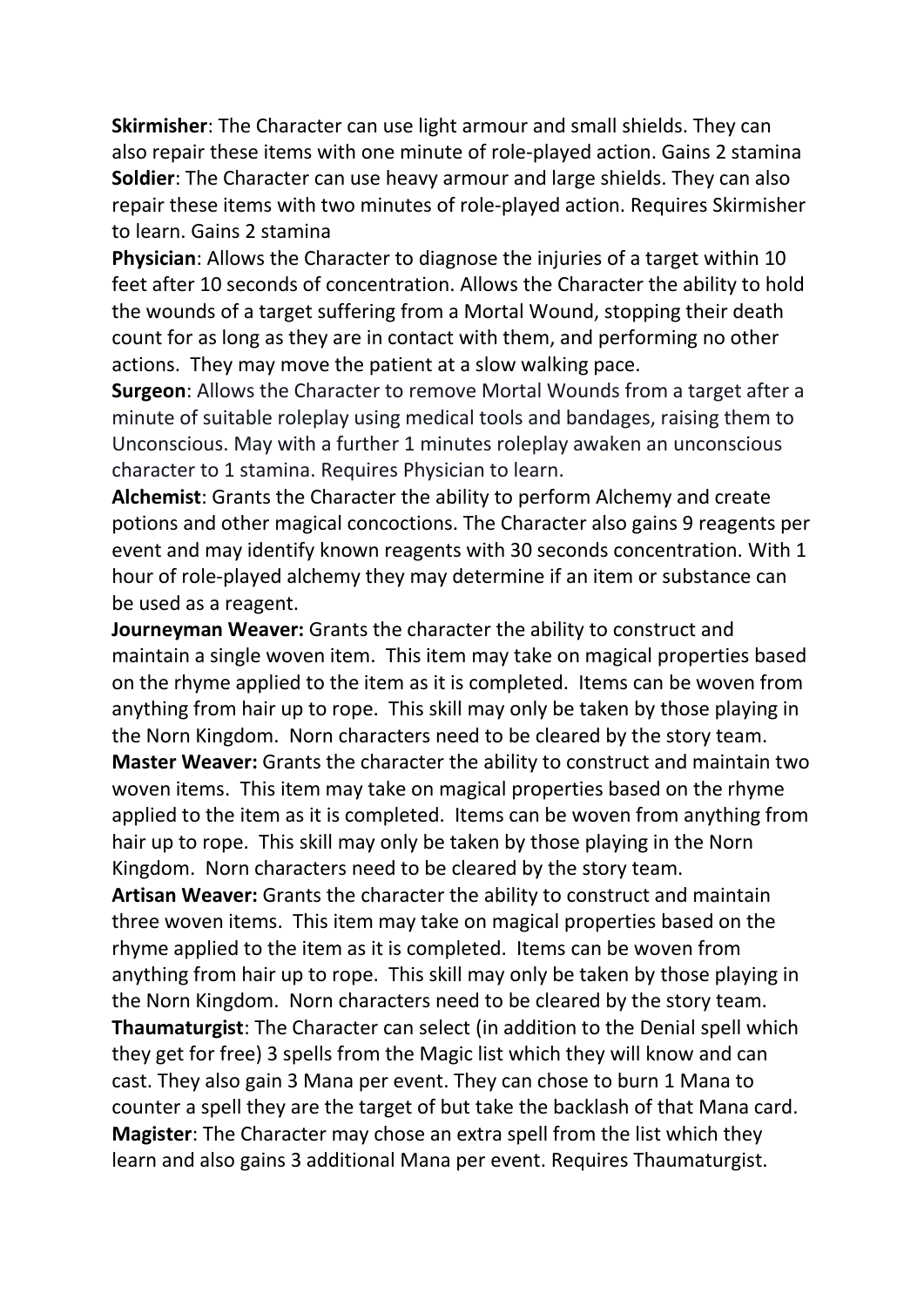**Skirmisher**: The Character can use light armour and small shields. They can also repair these items with one minute of role-played action. Gains 2 stamina

**Soldier**: The Character can use heavy armour and large shields. They can also repair these items with two minutes of role-played action. Requires Skirmisher to learn. Gains 2 stamina

**Physician**: Allows the Character to diagnose the injuries of a target within 10 feet after 10 seconds of concentration. Allows the Character the ability to hold the wounds of a target suffering from a Mortal Wound, stopping their death count for as long as they are in contact with them, and performing no other actions.  They may move the patient at a slow walking pace.

**Surgeon**: Allows the Character to remove Mortal Wounds from a target after a minute of suitable roleplay using medical tools and bandages, raising them to Unconscious. May with a further 1 minutes roleplay awaken an unconscious character to 1 stamina. Requires Physician to learn.

**Alchemist**: Grants the Character the ability to perform Alchemy and create potions and other magical concoctions. The Character also gains 9 reagents per event and may identify known reagents with 30 seconds concentration. With 1 hour of role-played alchemy they may determine if an item or substance can be used as a reagent.

**Journeyman Weaver:** Grants the character the ability to construct and maintain a single woven item.  This item may take on magical properties based on the rhyme applied to the item as it is completed.  Items can be woven from anything from hair up to rope.  This skill may only be taken by those playing in the Norn Kingdom.  Norn characters need to be cleared by the story team.

**Master Weaver:** Grants the character the ability to construct and maintain two woven items.  This item may take on magical properties based on the rhyme applied to the item as it is completed.  Items can be woven from anything from hair up to rope.  This skill may only be taken by those playing in the Norn Kingdom.  Norn characters need to be cleared by the story team.

**Artisan Weaver:** Grants the character the ability to construct and maintain three woven items.  This item may take on magical properties based on the rhyme applied to the item as it is completed.  Items can be woven from anything from hair up to rope.  This skill may only be taken by those playing in the Norn Kingdom.  Norn characters need to be cleared by the story team.

**Thaumaturgist**: The Character can select (in addition to the Denial spell which they get for free) 3 spells from the Magic list which they will know and can cast. They also gain 3 Mana per event. They can chose to burn 1 Mana to counter a spell they are the target of but take the backlash of that Mana card.

**Magister**: The Character may chose an extra spell from the list which they learn and also gains 3 additional Mana per event. Requires Thaumaturgist.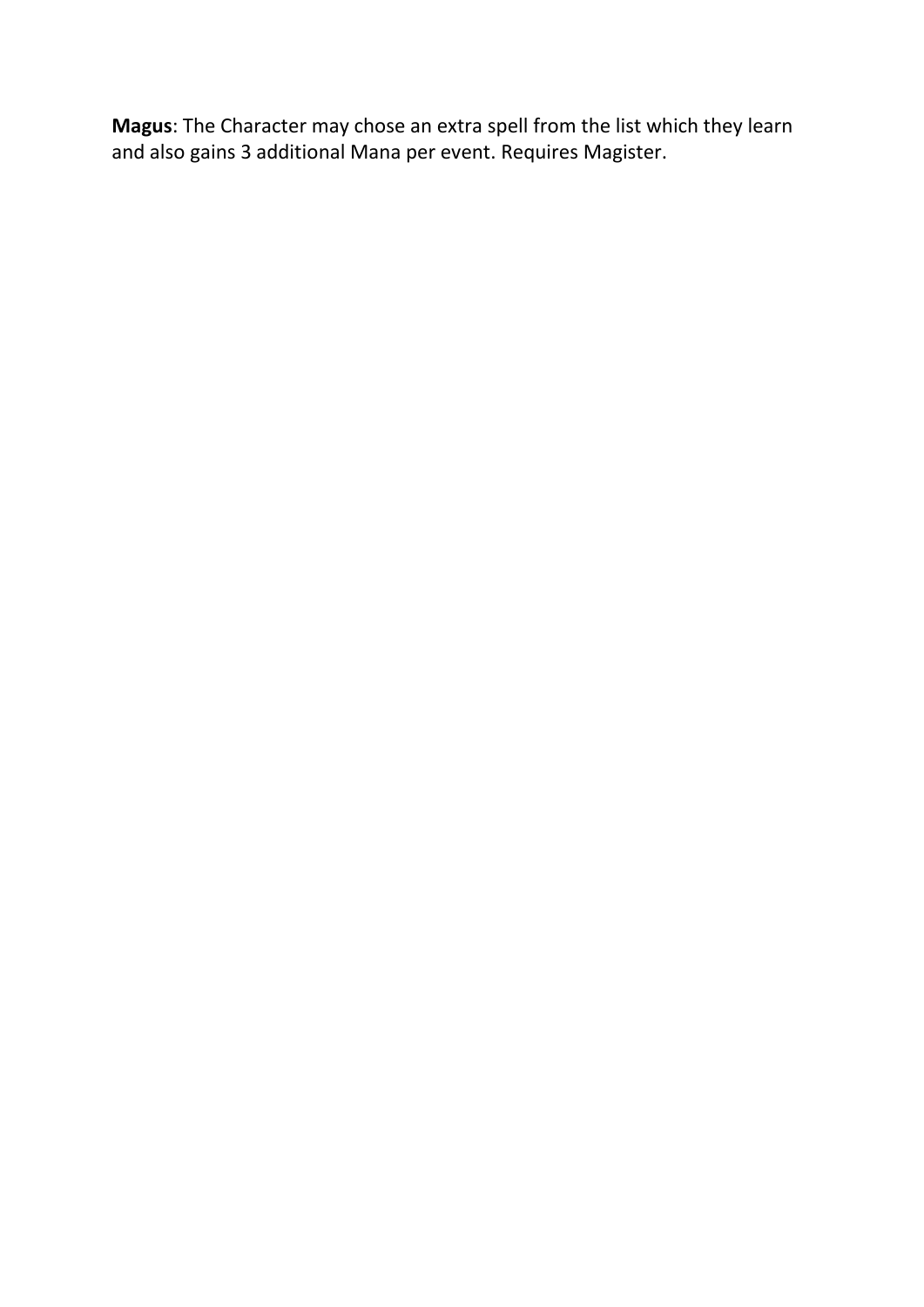**Magus**: The Character may chose an extra spell from the list which they learn and also gains 3 additional Mana per event. Requires Magister.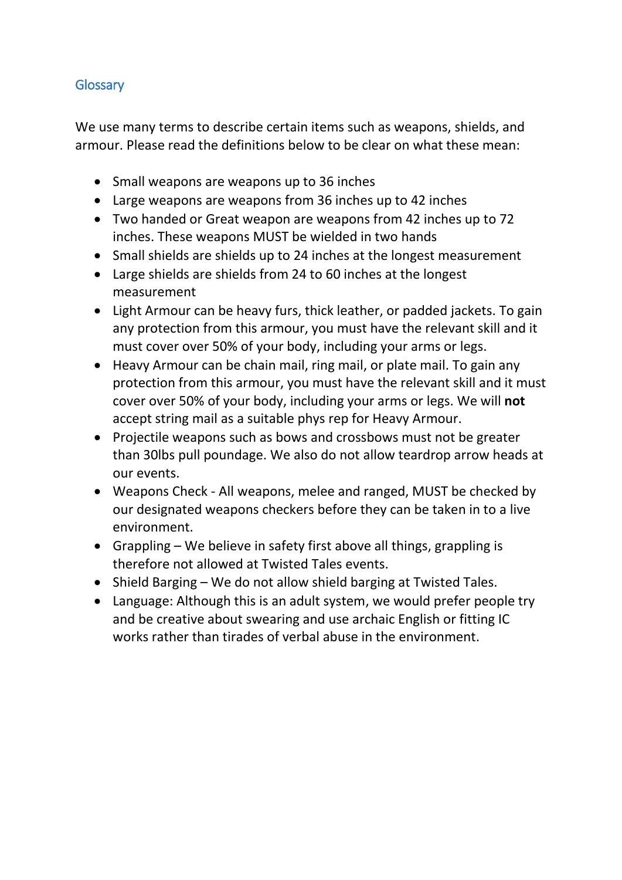## Glossary

We use many terms to describe certain items such as weapons, shields, and armour. Please read the definitions below to be clear on what these mean:

- Small weapons are weapons up to 36 inches
- Large weapons are weapons from 36 inches up to 42 inches
- Two handed or Great weapon are weapons from 42 inches up to 72 inches. These weapons MUST be wielded in two hands
- Small shields are shields up to 24 inches at the longest measurement
- Large shields are shields from 24 to 60 inches at the longest measurement
- Light Armour can be heavy furs, thick leather, or padded jackets. To gain any protection from this armour, you must have the relevant skill and it must cover over 50% of your body, including your arms or legs.
- Heavy Armour can be chain mail, ring mail, or plate mail. To gain any protection from this armour, you must have the relevant skill and it must cover over 50% of your body, including your arms or legs. We will **not** accept string mail as a suitable phys rep for Heavy Armour.
- Projectile weapons such as bows and crossbows must not be greater than 30lbs pull poundage. We also do not allow teardrop arrow heads at our events.
- Weapons Check - All weapons, melee and ranged, MUST be checked by our designated weapons checkers before they can be taken in to a live environment.
- Grappling – We believe in safety first above all things, grappling is therefore not allowed at Twisted Tales events.
- Shield Barging – We do not allow shield barging at Twisted Tales.
- Language: Although this is an adult system, we would prefer people try and be creative about swearing and use archaic English or fitting IC works rather than tirades of verbal abuse in the environment.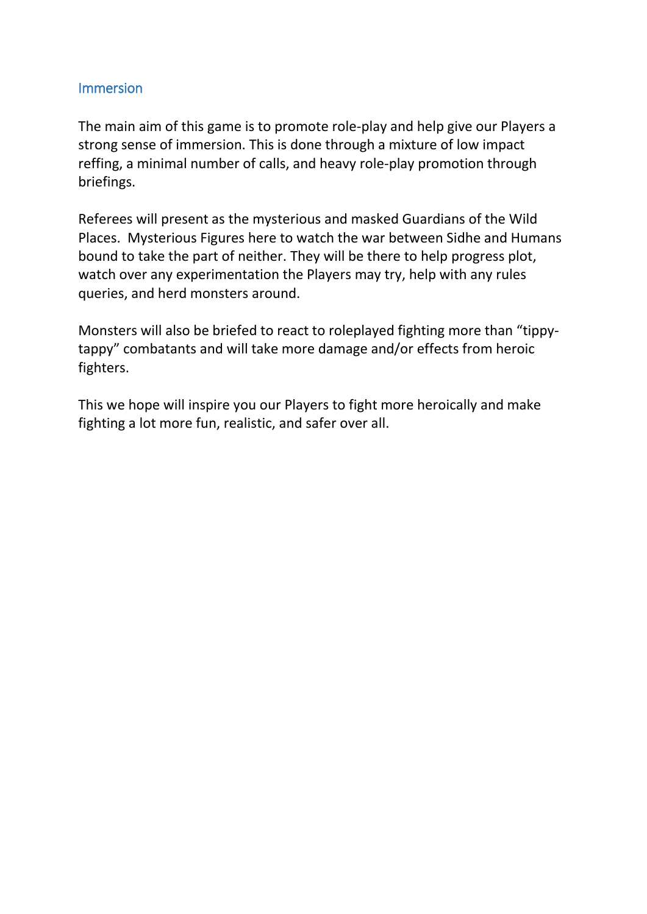## Immersion

The main aim of this game is to promote role-play and help give our Players a strong sense of immersion. This is done through a mixture of low impact reffing, a minimal number of calls, and heavy role-play promotion through briefings.

Referees will present as the mysterious and masked Guardians of the Wild Places.  Mysterious Figures here to watch the war between Sidhe and Humans bound to take the part of neither. They will be there to help progress plot, watch over any experimentation the Players may try, help with any rules queries, and herd monsters around.

Monsters will also be briefed to react to roleplayed fighting more than "tippy-tappy" combatants and will take more damage and/or effects from heroic fighters.

This we hope will inspire you our Players to fight more heroically and make fighting a lot more fun, realistic, and safer over all.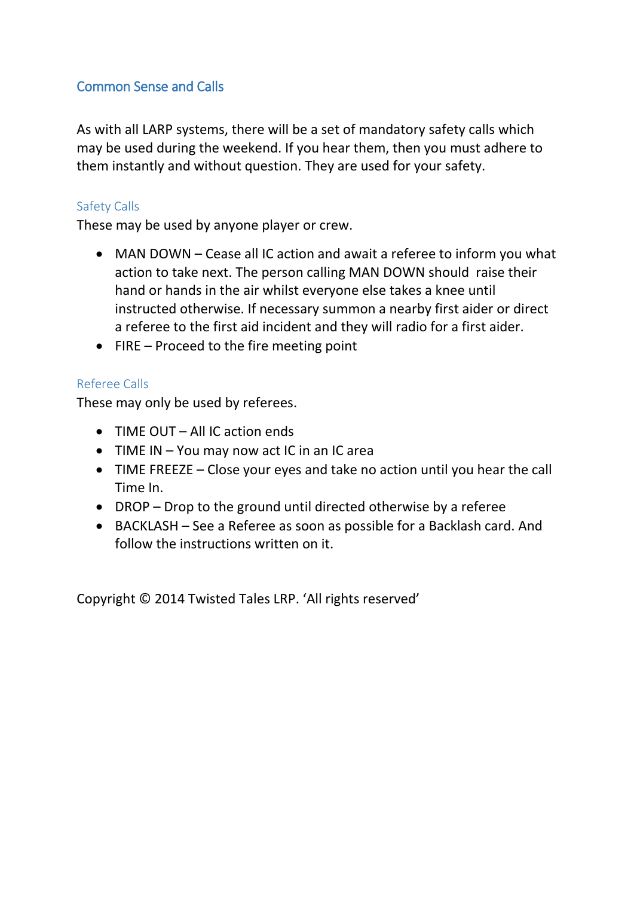## Common Sense and Calls

As with all LARP systems, there will be a set of mandatory safety calls which may be used during the weekend. If you hear them, then you must adhere to them instantly and without question. They are used for your safety.

### Safety Calls

These may be used by anyone player or crew.

- MAN DOWN – Cease all IC action and await a referee to inform you what action to take next. The person calling MAN DOWN should  raise their hand or hands in the air whilst everyone else takes a knee until instructed otherwise. If necessary summon a nearby first aider or direct a referee to the first aid incident and they will radio for a first aider.
- FIRE – Proceed to the fire meeting point

### Referee Calls

These may only be used by referees.

- TIME OUT – All IC action ends
- TIME IN – You may now act IC in an IC area
- TIME FREEZE – Close your eyes and take no action until you hear the call Time In.
- DROP – Drop to the ground until directed otherwise by a referee
- BACKLASH – See a Referee as soon as possible for a Backlash card. And follow the instructions written on it.

Copyright © 2014 Twisted Tales LRP. 'All rights reserved'